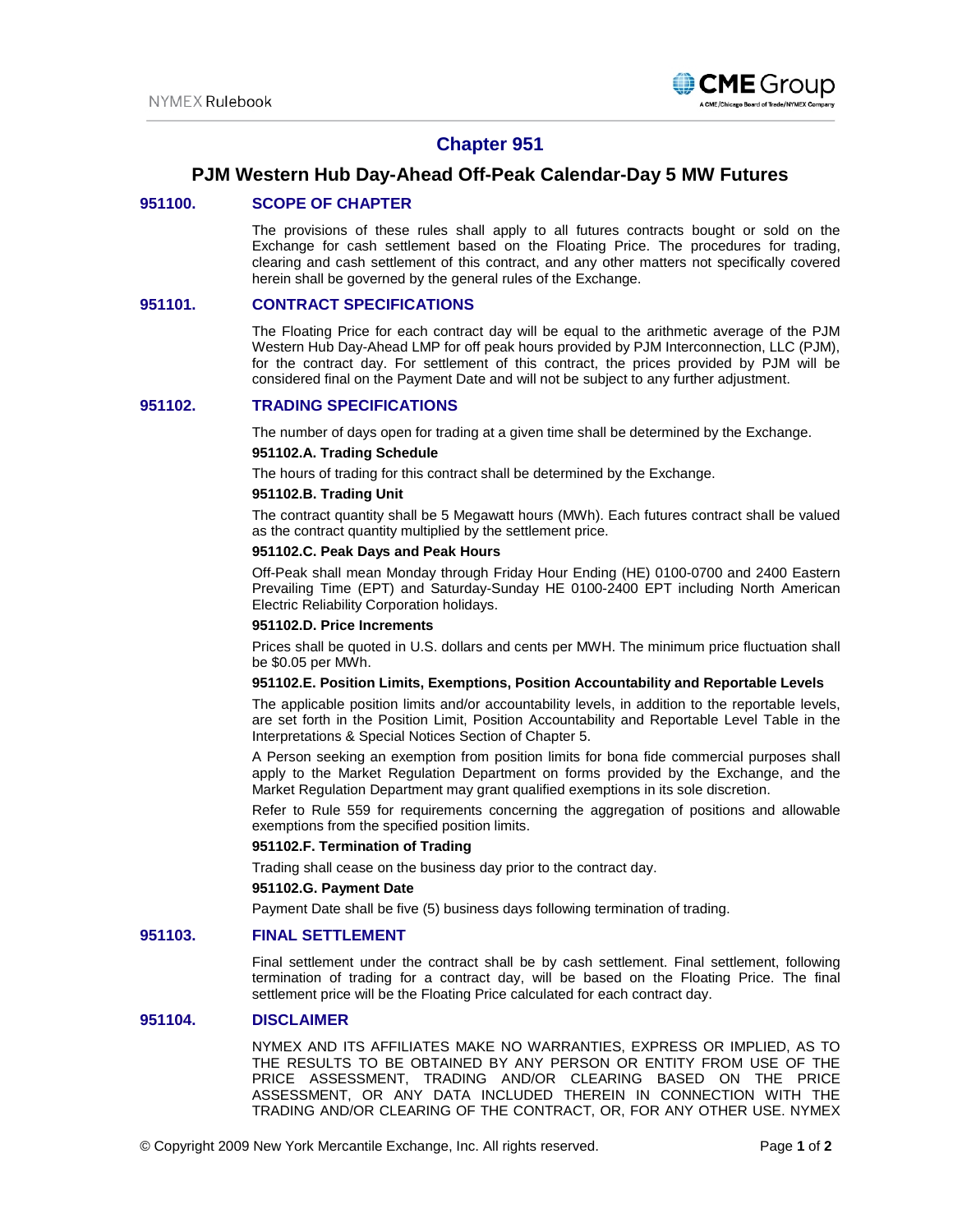# Chapter 951

## PJM Western Hub Day-Ahead Off-Peak Calendar-Day 5 MW Futures

### 951100. SCOPE OF CHAPTER

The provisions of these rules shall apply to all futures contracts bought or sold on the Exchange for cash settlement based on the Floating Price. The procedures for trading, clearing and cash settlement of this contract, and any other matters not specifically covered herein shall be governed by the general rules of the Exchange.

### 951101. CONTRACT SPECIFICATIONS

The Floating Price for each contract day will be equal to the arithmetic average of the PJM Western Hub Day-Ahead LMP for off peak hours provided by PJM Interconnection, LLC (PJM), for the contract day. For settlement of this contract, the prices provided by PJM will be considered final on the Payment Date and will not be subject to any further adjustment.

### 951102. TRADING SPECIFICATIONS

The number of days open for trading at a given time shall be determined by the Exchange.

**951102.A. Trading Schedule**

The hours of trading for this contract shall be determined by the Exchange.

**951102.B. Trading Unit**

The contract quantity shall be 5 Megawatt hours (MWh). Each futures contract shall be valued as the contract quantity multiplied by the settlement price.

**951102.C. Peak Days and Peak Hours**

Off-Peak shall mean Monday through Friday Hour Ending (HE) 0100-0700 and 2400 Eastern Prevailing Time (EPT) and Saturday-Sunday HE 0100-2400 EPT including North American Electric Reliability Corporation holidays.

**951102.D. Price Increments**

Prices shall be quoted in U.S. dollars and cents per MWH. The minimum price fluctuation shall be $0.05 per MWh.

**951102.E. Position Limits, Exemptions, Position Accountability and Reportable Levels**

The applicable position limits and/or accountability levels, in addition to the reportable levels, are set forth in the Position Limit, Position Accountability and Reportable Level Table in the Interpretations & Special Notices Section of Chapter 5.

A Person seeking an exemption from position limits for bona fide commercial purposes shall apply to the Market Regulation Department on forms provided by the Exchange, and the Market Regulation Department may grant qualified exemptions in its sole discretion.

Refer to Rule 559 for requirements concerning the aggregation of positions and allowable exemptions from the specified position limits.

**951102.F. Termination of Trading**

Trading shall cease on the business day prior to the contract day.

**951102.G. Payment Date**

Payment Date shall be five (5) business days following termination of trading.

### 951103. FINAL SETTLEMENT

Final settlement under the contract shall be by cash settlement. Final settlement, following termination of trading for a contract day, will be based on the Floating Price. The final settlement price will be the Floating Price calculated for each contract day.

### 951104. DISCLAIMER

NYMEX AND ITS AFFILIATES MAKE NO WARRANTIES, EXPRESS OR IMPLIED, AS TO THE RESULTS TO BE OBTAINED BY ANY PERSON OR ENTITY FROM USE OF THE PRICE ASSESSMENT, TRADING AND/OR CLEARING BASED ON THE PRICE ASSESSMENT, OR ANY DATA INCLUDED THEREIN IN CONNECTION WITH THE TRADING AND/OR CLEARING OF THE CONTRACT, OR, FOR ANY OTHER USE. NYMEX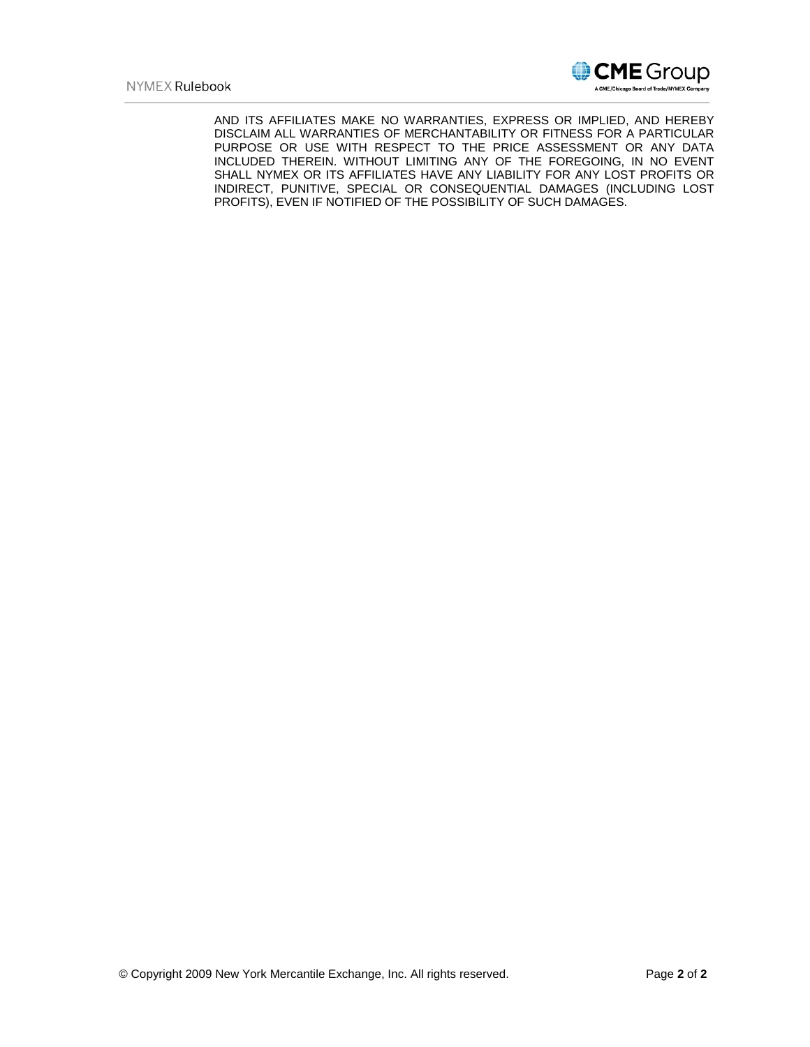AND ITS AFFILIATES MAKE NO WARRANTIES, EXPRESS OR IMPLIED, AND HEREBY DISCLAIM ALL WARRANTIES OF MERCHANTABILITY OR FITNESS FOR A PARTICULAR PURPOSE OR USE WITH RESPECT TO THE PRICE ASSESSMENT OR ANY DATA INCLUDED THEREIN. WITHOUT LIMITING ANY OF THE FOREGOING, IN NO EVENT SHALL NYMEX OR ITS AFFILIATES HAVE ANY LIABILITY FOR ANY LOST PROFITS OR INDIRECT, PUNITIVE, SPECIAL OR CONSEQUENTIAL DAMAGES (INCLUDING LOST PROFITS), EVEN IF NOTIFIED OF THE POSSIBILITY OF SUCH DAMAGES.